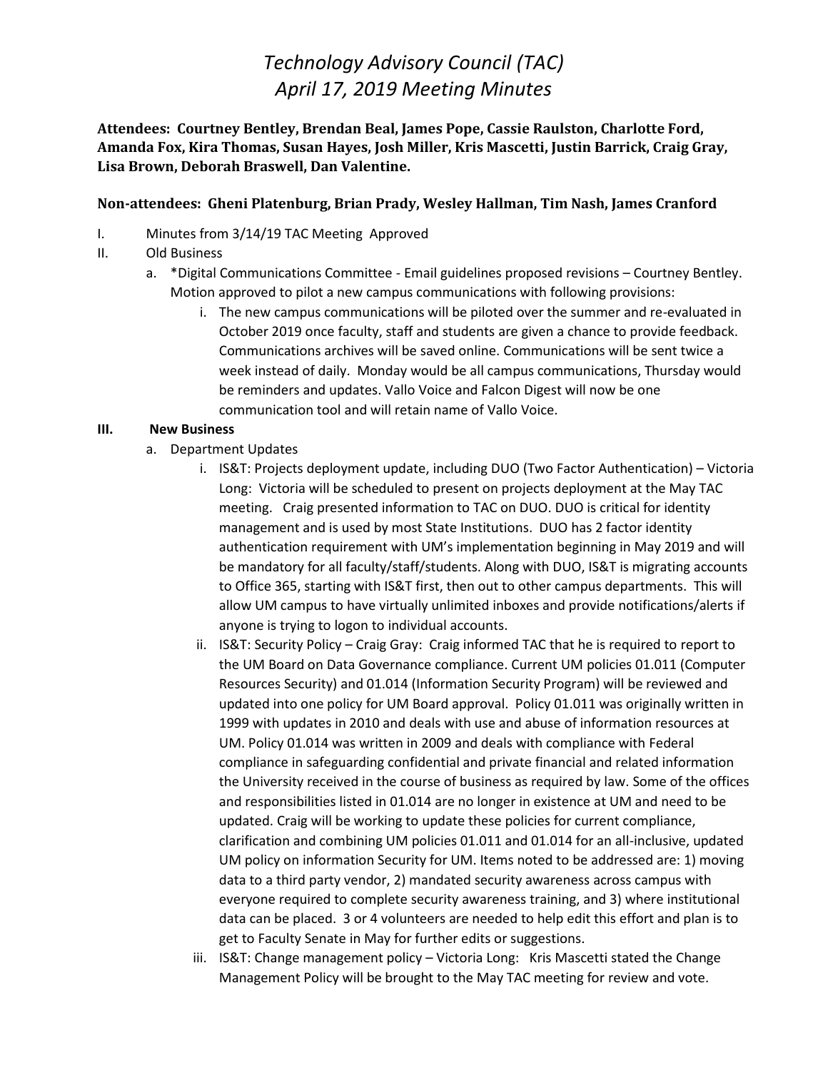# *Technology Advisory Council (TAC)*
# *April 17, 2019 Meeting Minutes*

**Attendees: Courtney Bentley, Brendan Beal, James Pope, Cassie Raulston, Charlotte Ford, Amanda Fox, Kira Thomas, Susan Hayes, Josh Miller, Kris Mascetti, Justin Barrick, Craig Gray, Lisa Brown, Deborah Braswell, Dan Valentine.**

**Non-attendees: Gheni Platenburg, Brian Prady, Wesley Hallman, Tim Nash, James Cranford**

I. Minutes from 3/14/19 TAC Meeting Approved

II. Old Business

  a. *Digital Communications Committee - Email guidelines proposed revisions – Courtney Bentley. Motion approved to pilot a new campus communications with following provisions:

    i. The new campus communications will be piloted over the summer and re-evaluated in October 2019 once faculty, staff and students are given a chance to provide feedback. Communications archives will be saved online. Communications will be sent twice a week instead of daily. Monday would be all campus communications, Thursday would be reminders and updates. Vallo Voice and Falcon Digest will now be one communication tool and will retain name of Vallo Voice.

**III. New Business**

  a. Department Updates

    i. IS&T: Projects deployment update, including DUO (Two Factor Authentication) – Victoria Long: Victoria will be scheduled to present on projects deployment at the May TAC meeting. Craig presented information to TAC on DUO. DUO is critical for identity management and is used by most State Institutions. DUO has 2 factor identity authentication requirement with UM's implementation beginning in May 2019 and will be mandatory for all faculty/staff/students. Along with DUO, IS&T is migrating accounts to Office 365, starting with IS&T first, then out to other campus departments. This will allow UM campus to have virtually unlimited inboxes and provide notifications/alerts if anyone is trying to logon to individual accounts.

    ii. IS&T: Security Policy – Craig Gray: Craig informed TAC that he is required to report to the UM Board on Data Governance compliance. Current UM policies 01.011 (Computer Resources Security) and 01.014 (Information Security Program) will be reviewed and updated into one policy for UM Board approval. Policy 01.011 was originally written in 1999 with updates in 2010 and deals with use and abuse of information resources at UM. Policy 01.014 was written in 2009 and deals with compliance with Federal compliance in safeguarding confidential and private financial and related information the University received in the course of business as required by law. Some of the offices and responsibilities listed in 01.014 are no longer in existence at UM and need to be updated. Craig will be working to update these policies for current compliance, clarification and combining UM policies 01.011 and 01.014 for an all-inclusive, updated UM policy on information Security for UM. Items noted to be addressed are: 1) moving data to a third party vendor, 2) mandated security awareness across campus with everyone required to complete security awareness training, and 3) where institutional data can be placed. 3 or 4 volunteers are needed to help edit this effort and plan is to get to Faculty Senate in May for further edits or suggestions.

    iii. IS&T: Change management policy – Victoria Long: Kris Mascetti stated the Change Management Policy will be brought to the May TAC meeting for review and vote.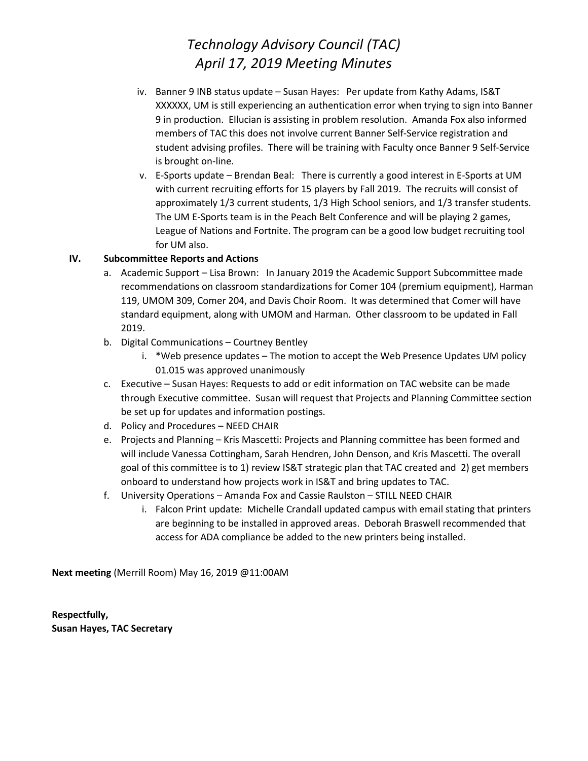iv. Banner 9 INB status update – Susan Hayes: Per update from Kathy Adams, IS&T XXXXXX, UM is still experiencing an authentication error when trying to sign into Banner 9 in production. Ellucian is assisting in problem resolution. Amanda Fox also informed members of TAC this does not involve current Banner Self-Service registration and student advising profiles. There will be training with Faculty once Banner 9 Self-Service is brought on-line.

v. E-Sports update – Brendan Beal: There is currently a good interest in E-Sports at UM with current recruiting efforts for 15 players by Fall 2019. The recruits will consist of approximately 1/3 current students, 1/3 High School seniors, and 1/3 transfer students. The UM E-Sports team is in the Peach Belt Conference and will be playing 2 games, League of Nations and Fortnite. The program can be a good low budget recruiting tool for UM also.

**IV. Subcommittee Reports and Actions**

a. Academic Support – Lisa Brown: In January 2019 the Academic Support Subcommittee made recommendations on classroom standardizations for Comer 104 (premium equipment), Harman 119, UMOM 309, Comer 204, and Davis Choir Room. It was determined that Comer will have standard equipment, along with UMOM and Harman. Other classroom to be updated in Fall 2019.

b. Digital Communications – Courtney Bentley
   - i. *Web presence updates – The motion to accept the Web Presence Updates UM policy 01.015 was approved unanimously

c. Executive – Susan Hayes: Requests to add or edit information on TAC website can be made through Executive committee. Susan will request that Projects and Planning Committee section be set up for updates and information postings.

d. Policy and Procedures – NEED CHAIR

e. Projects and Planning – Kris Mascetti: Projects and Planning committee has been formed and will include Vanessa Cottingham, Sarah Hendren, John Denson, and Kris Mascetti. The overall goal of this committee is to 1) review IS&T strategic plan that TAC created and 2) get members onboard to understand how projects work in IS&T and bring updates to TAC.

f. University Operations – Amanda Fox and Cassie Raulston – STILL NEED CHAIR
   - i. Falcon Print update: Michelle Crandall updated campus with email stating that printers are beginning to be installed in approved areas. Deborah Braswell recommended that access for ADA compliance be added to the new printers being installed.

**Next meeting** (Merrill Room) May 16, 2019 @11:00AM

**Respectfully,**
**Susan Hayes, TAC Secretary**